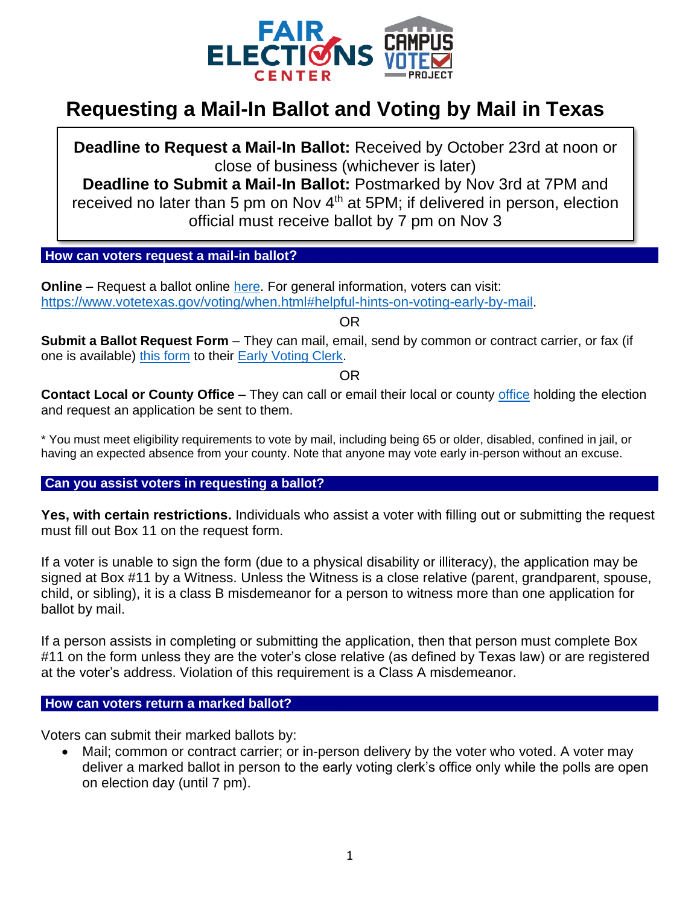# Requesting a Mail-In Ballot and Voting by Mail in Texas

**Deadline to Request a Mail-In Ballot:** Received by October 23rd at noon or close of business (whichever is later)
**Deadline to Submit a Mail-In Ballot:** Postmarked by Nov 3rd at 7PM and received no later than 5 pm on Nov 4th at 5PM; if delivered in person, election official must receive ballot by 7 pm on Nov 3

## How can voters request a mail-in ballot?

**Online** – Request a ballot online here. For general information, voters can visit: https://www.votetexas.gov/voting/when.html#helpful-hints-on-voting-early-by-mail.

OR

**Submit a Ballot Request Form** – They can mail, email, send by common or contract carrier, or fax (if one is available) this form to their Early Voting Clerk.

OR

**Contact Local or County Office** – They can call or email their local or county office holding the election and request an application be sent to them.

* You must meet eligibility requirements to vote by mail, including being 65 or older, disabled, confined in jail, or having an expected absence from your county. Note that anyone may vote early in-person without an excuse.

## Can you assist voters in requesting a ballot?

**Yes, with certain restrictions.** Individuals who assist a voter with filling out or submitting the request must fill out Box 11 on the request form.

If a voter is unable to sign the form (due to a physical disability or illiteracy), the application may be signed at Box #11 by a Witness. Unless the Witness is a close relative (parent, grandparent, spouse, child, or sibling), it is a class B misdemeanor for a person to witness more than one application for ballot by mail.

If a person assists in completing or submitting the application, then that person must complete Box #11 on the form unless they are the voter's close relative (as defined by Texas law) or are registered at the voter's address. Violation of this requirement is a Class A misdemeanor.

## How can voters return a marked ballot?

Voters can submit their marked ballots by:

- Mail; common or contract carrier; or in-person delivery by the voter who voted. A voter may deliver a marked ballot in person to the early voting clerk's office only while the polls are open on election day (until 7 pm).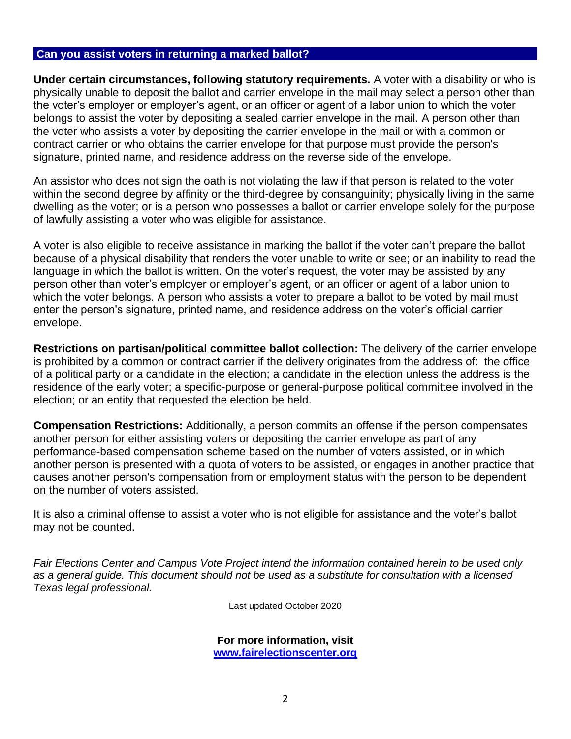## Can you assist voters in returning a marked ballot?

**Under certain circumstances, following statutory requirements.** A voter with a disability or who is physically unable to deposit the ballot and carrier envelope in the mail may select a person other than the voter's employer or employer's agent, or an officer or agent of a labor union to which the voter belongs to assist the voter by depositing a sealed carrier envelope in the mail. A person other than the voter who assists a voter by depositing the carrier envelope in the mail or with a common or contract carrier or who obtains the carrier envelope for that purpose must provide the person's signature, printed name, and residence address on the reverse side of the envelope.

An assistor who does not sign the oath is not violating the law if that person is related to the voter within the second degree by affinity or the third-degree by consanguinity; physically living in the same dwelling as the voter; or is a person who possesses a ballot or carrier envelope solely for the purpose of lawfully assisting a voter who was eligible for assistance.

A voter is also eligible to receive assistance in marking the ballot if the voter can't prepare the ballot because of a physical disability that renders the voter unable to write or see; or an inability to read the language in which the ballot is written. On the voter's request, the voter may be assisted by any person other than voter's employer or employer's agent, or an officer or agent of a labor union to which the voter belongs. A person who assists a voter to prepare a ballot to be voted by mail must enter the person's signature, printed name, and residence address on the voter's official carrier envelope.

**Restrictions on partisan/political committee ballot collection:** The delivery of the carrier envelope is prohibited by a common or contract carrier if the delivery originates from the address of: the office of a political party or a candidate in the election; a candidate in the election unless the address is the residence of the early voter; a specific-purpose or general-purpose political committee involved in the election; or an entity that requested the election be held.

**Compensation Restrictions:** Additionally, a person commits an offense if the person compensates another person for either assisting voters or depositing the carrier envelope as part of any performance-based compensation scheme based on the number of voters assisted, or in which another person is presented with a quota of voters to be assisted, or engages in another practice that causes another person's compensation from or employment status with the person to be dependent on the number of voters assisted.

It is also a criminal offense to assist a voter who is not eligible for assistance and the voter's ballot may not be counted.

*Fair Elections Center and Campus Vote Project intend the information contained herein to be used only as a general guide. This document should not be used as a substitute for consultation with a licensed Texas legal professional.*

Last updated October 2020

**For more information, visit**
**[www.fairelectionscenter.org](http://www.fairelectionscenter.org)**